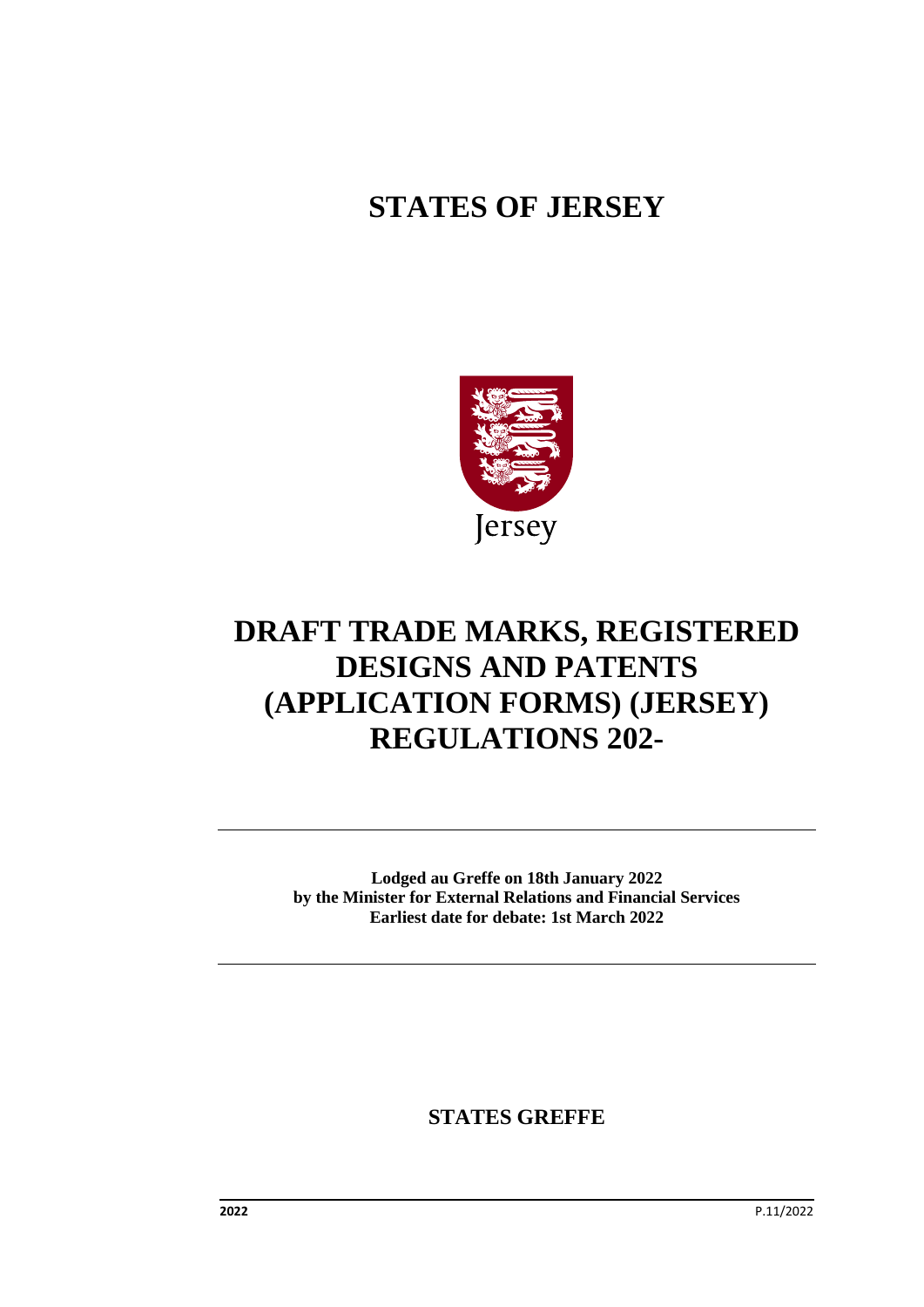# STATES OF JERSEY

Jersey

# DRAFT TRADE MARKS, REGISTERED DESIGNS AND PATENTS (APPLICATION FORMS) (JERSEY) REGULATIONS 202-

---

**Lodged au Greffe on 18th January 2022**
**by the Minister for External Relations and Financial Services**
**Earliest date for debate: 1st March 2022**

---

**STATES GREFFE**

**2022** P.11/2022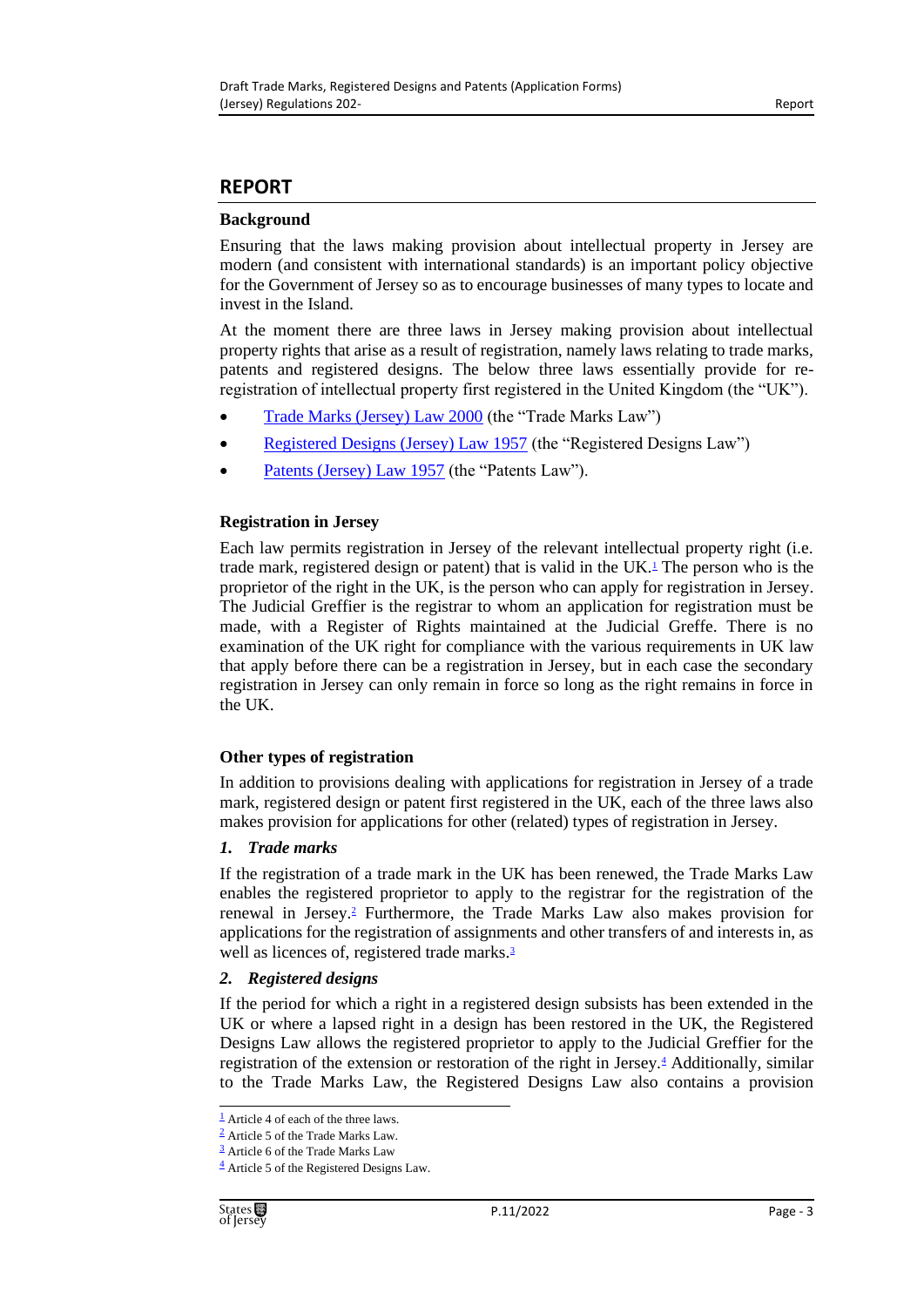## REPORT

### Background

Ensuring that the laws making provision about intellectual property in Jersey are modern (and consistent with international standards) is an important policy objective for the Government of Jersey so as to encourage businesses of many types to locate and invest in the Island.

At the moment there are three laws in Jersey making provision about intellectual property rights that arise as a result of registration, namely laws relating to trade marks, patents and registered designs. The below three laws essentially provide for re-registration of intellectual property first registered in the United Kingdom (the "UK").

- Trade Marks (Jersey) Law 2000 (the "Trade Marks Law")
- Registered Designs (Jersey) Law 1957 (the "Registered Designs Law")
- Patents (Jersey) Law 1957 (the "Patents Law").

### Registration in Jersey

Each law permits registration in Jersey of the relevant intellectual property right (i.e. trade mark, registered design or patent) that is valid in the UK.[1] The person who is the proprietor of the right in the UK, is the person who can apply for registration in Jersey. The Judicial Greffier is the registrar to whom an application for registration must be made, with a Register of Rights maintained at the Judicial Greffe. There is no examination of the UK right for compliance with the various requirements in UK law that apply before there can be a registration in Jersey, but in each case the secondary registration in Jersey can only remain in force so long as the right remains in force in the UK.

### Other types of registration

In addition to provisions dealing with applications for registration in Jersey of a trade mark, registered design or patent first registered in the UK, each of the three laws also makes provision for applications for other (related) types of registration in Jersey.

#### *1. Trade marks*

If the registration of a trade mark in the UK has been renewed, the Trade Marks Law enables the registered proprietor to apply to the registrar for the registration of the renewal in Jersey.[2] Furthermore, the Trade Marks Law also makes provision for applications for the registration of assignments and other transfers of and interests in, as well as licences of, registered trade marks.[3]

#### *2. Registered designs*

If the period for which a right in a registered design subsists has been extended in the UK or where a lapsed right in a design has been restored in the UK, the Registered Designs Law allows the registered proprietor to apply to the Judicial Greffier for the registration of the extension or restoration of the right in Jersey.[4] Additionally, similar to the Trade Marks Law, the Registered Designs Law also contains a provision

---

[1] Article 4 of each of the three laws.

[2] Article 5 of the Trade Marks Law.

[3] Article 6 of the Trade Marks Law

[4] Article 5 of the Registered Designs Law.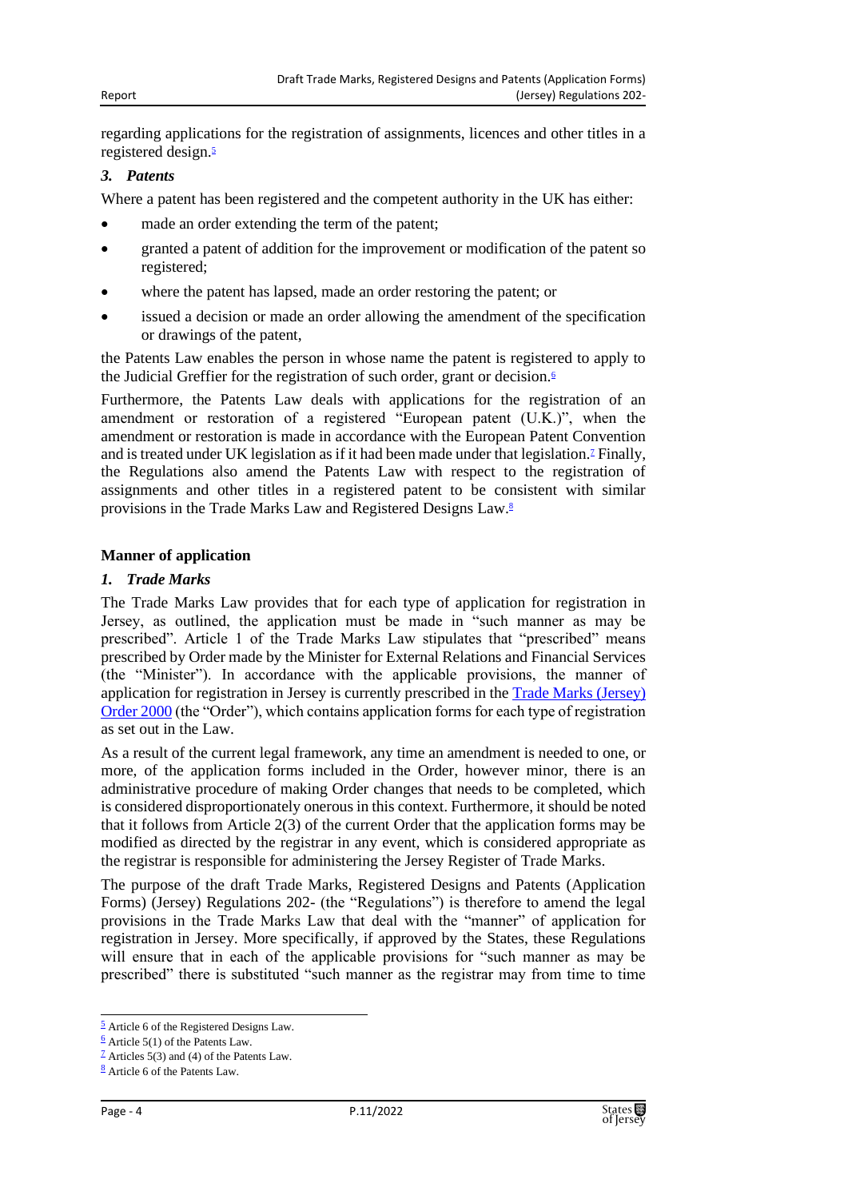regarding applications for the registration of assignments, licences and other titles in a registered design.[5]

### *3. Patents*

Where a patent has been registered and the competent authority in the UK has either:

- made an order extending the term of the patent;
- granted a patent of addition for the improvement or modification of the patent so registered;
- where the patent has lapsed, made an order restoring the patent; or
- issued a decision or made an order allowing the amendment of the specification or drawings of the patent,

the Patents Law enables the person in whose name the patent is registered to apply to the Judicial Greffier for the registration of such order, grant or decision.[6]

Furthermore, the Patents Law deals with applications for the registration of an amendment or restoration of a registered "European patent (U.K.)", when the amendment or restoration is made in accordance with the European Patent Convention and is treated under UK legislation as if it had been made under that legislation.[7] Finally, the Regulations also amend the Patents Law with respect to the registration of assignments and other titles in a registered patent to be consistent with similar provisions in the Trade Marks Law and Registered Designs Law.[8]

## Manner of application

### *1. Trade Marks*

The Trade Marks Law provides that for each type of application for registration in Jersey, as outlined, the application must be made in "such manner as may be prescribed". Article 1 of the Trade Marks Law stipulates that "prescribed" means prescribed by Order made by the Minister for External Relations and Financial Services (the "Minister"). In accordance with the applicable provisions, the manner of application for registration in Jersey is currently prescribed in the Trade Marks (Jersey) Order 2000 (the "Order"), which contains application forms for each type of registration as set out in the Law.

As a result of the current legal framework, any time an amendment is needed to one, or more, of the application forms included in the Order, however minor, there is an administrative procedure of making Order changes that needs to be completed, which is considered disproportionately onerous in this context. Furthermore, it should be noted that it follows from Article 2(3) of the current Order that the application forms may be modified as directed by the registrar in any event, which is considered appropriate as the registrar is responsible for administering the Jersey Register of Trade Marks.

The purpose of the draft Trade Marks, Registered Designs and Patents (Application Forms) (Jersey) Regulations 202- (the "Regulations") is therefore to amend the legal provisions in the Trade Marks Law that deal with the "manner" of application for registration in Jersey. More specifically, if approved by the States, these Regulations will ensure that in each of the applicable provisions for "such manner as may be prescribed" there is substituted "such manner as the registrar may from time to time

---

[5] Article 6 of the Registered Designs Law.

[6] Article 5(1) of the Patents Law.

[7] Articles 5(3) and (4) of the Patents Law.

[8] Article 6 of the Patents Law.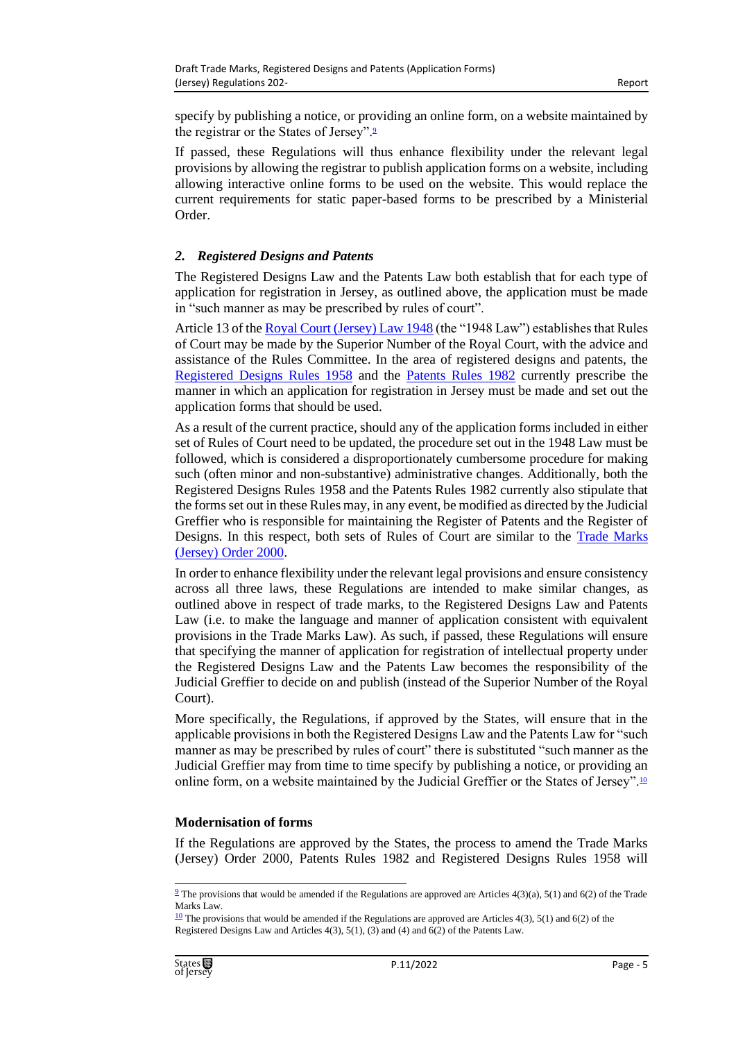specify by publishing a notice, or providing an online form, on a website maintained by the registrar or the States of Jersey".[9]

If passed, these Regulations will thus enhance flexibility under the relevant legal provisions by allowing the registrar to publish application forms on a website, including allowing interactive online forms to be used on the website. This would replace the current requirements for static paper-based forms to be prescribed by a Ministerial Order.

### *2. Registered Designs and Patents*

The Registered Designs Law and the Patents Law both establish that for each type of application for registration in Jersey, as outlined above, the application must be made in "such manner as may be prescribed by rules of court".

Article 13 of the Royal Court (Jersey) Law 1948 (the "1948 Law") establishes that Rules of Court may be made by the Superior Number of the Royal Court, with the advice and assistance of the Rules Committee. In the area of registered designs and patents, the Registered Designs Rules 1958 and the Patents Rules 1982 currently prescribe the manner in which an application for registration in Jersey must be made and set out the application forms that should be used.

As a result of the current practice, should any of the application forms included in either set of Rules of Court need to be updated, the procedure set out in the 1948 Law must be followed, which is considered a disproportionately cumbersome procedure for making such (often minor and non-substantive) administrative changes. Additionally, both the Registered Designs Rules 1958 and the Patents Rules 1982 currently also stipulate that the forms set out in these Rules may, in any event, be modified as directed by the Judicial Greffier who is responsible for maintaining the Register of Patents and the Register of Designs. In this respect, both sets of Rules of Court are similar to the Trade Marks (Jersey) Order 2000.

In order to enhance flexibility under the relevant legal provisions and ensure consistency across all three laws, these Regulations are intended to make similar changes, as outlined above in respect of trade marks, to the Registered Designs Law and Patents Law (i.e. to make the language and manner of application consistent with equivalent provisions in the Trade Marks Law). As such, if passed, these Regulations will ensure that specifying the manner of application for registration of intellectual property under the Registered Designs Law and the Patents Law becomes the responsibility of the Judicial Greffier to decide on and publish (instead of the Superior Number of the Royal Court).

More specifically, the Regulations, if approved by the States, will ensure that in the applicable provisions in both the Registered Designs Law and the Patents Law for "such manner as may be prescribed by rules of court" there is substituted "such manner as the Judicial Greffier may from time to time specify by publishing a notice, or providing an online form, on a website maintained by the Judicial Greffier or the States of Jersey".[10]

**Modernisation of forms**

If the Regulations are approved by the States, the process to amend the Trade Marks (Jersey) Order 2000, Patents Rules 1982 and Registered Designs Rules 1958 will

---

[9] The provisions that would be amended if the Regulations are approved are Articles 4(3)(a), 5(1) and 6(2) of the Trade Marks Law.

[10] The provisions that would be amended if the Regulations are approved are Articles 4(3), 5(1) and 6(2) of the Registered Designs Law and Articles 4(3), 5(1), (3) and (4) and 6(2) of the Patents Law.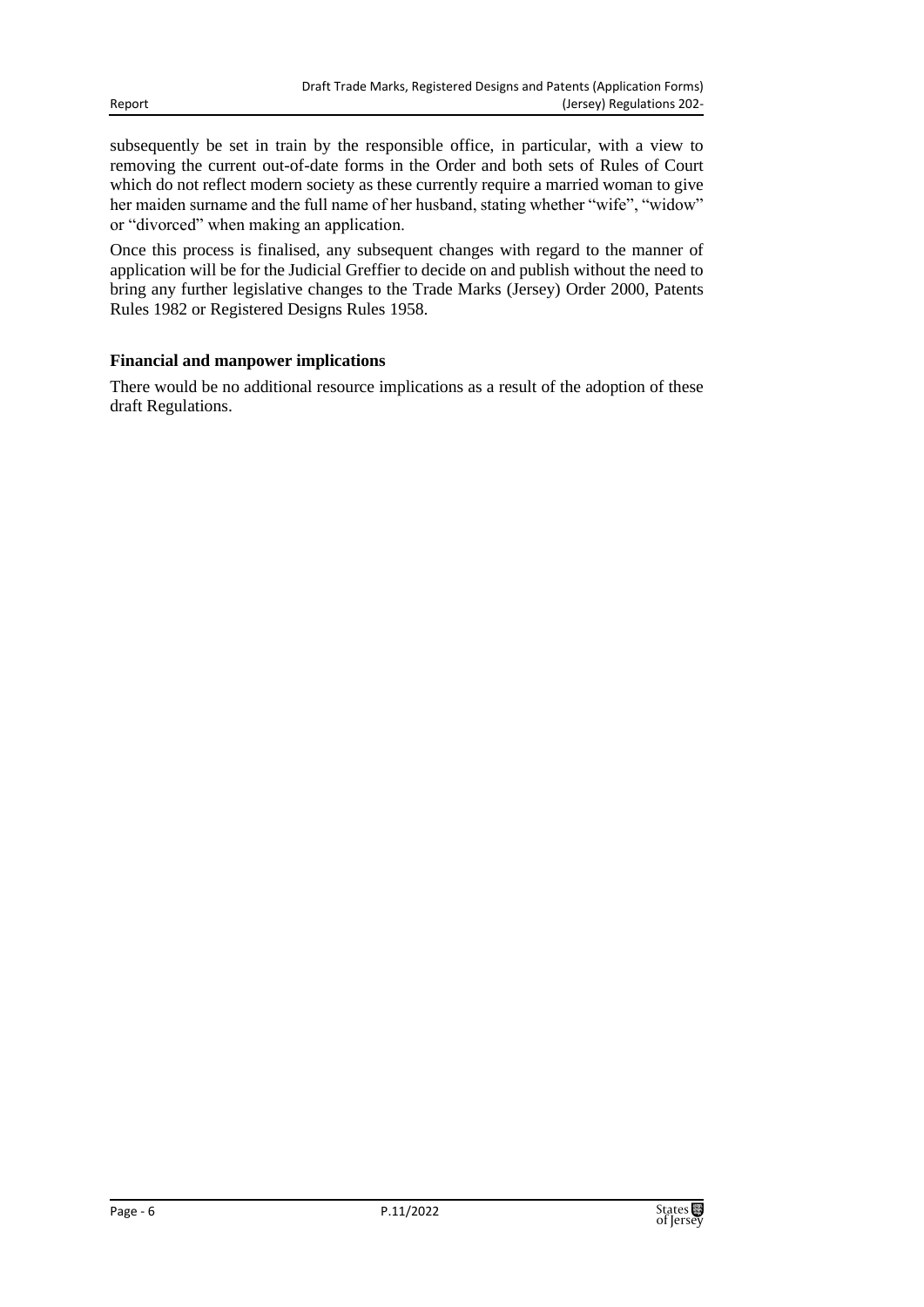subsequently be set in train by the responsible office, in particular, with a view to removing the current out-of-date forms in the Order and both sets of Rules of Court which do not reflect modern society as these currently require a married woman to give her maiden surname and the full name of her husband, stating whether "wife", "widow" or "divorced" when making an application.

Once this process is finalised, any subsequent changes with regard to the manner of application will be for the Judicial Greffier to decide on and publish without the need to bring any further legislative changes to the Trade Marks (Jersey) Order 2000, Patents Rules 1982 or Registered Designs Rules 1958.

**Financial and manpower implications**

There would be no additional resource implications as a result of the adoption of these draft Regulations.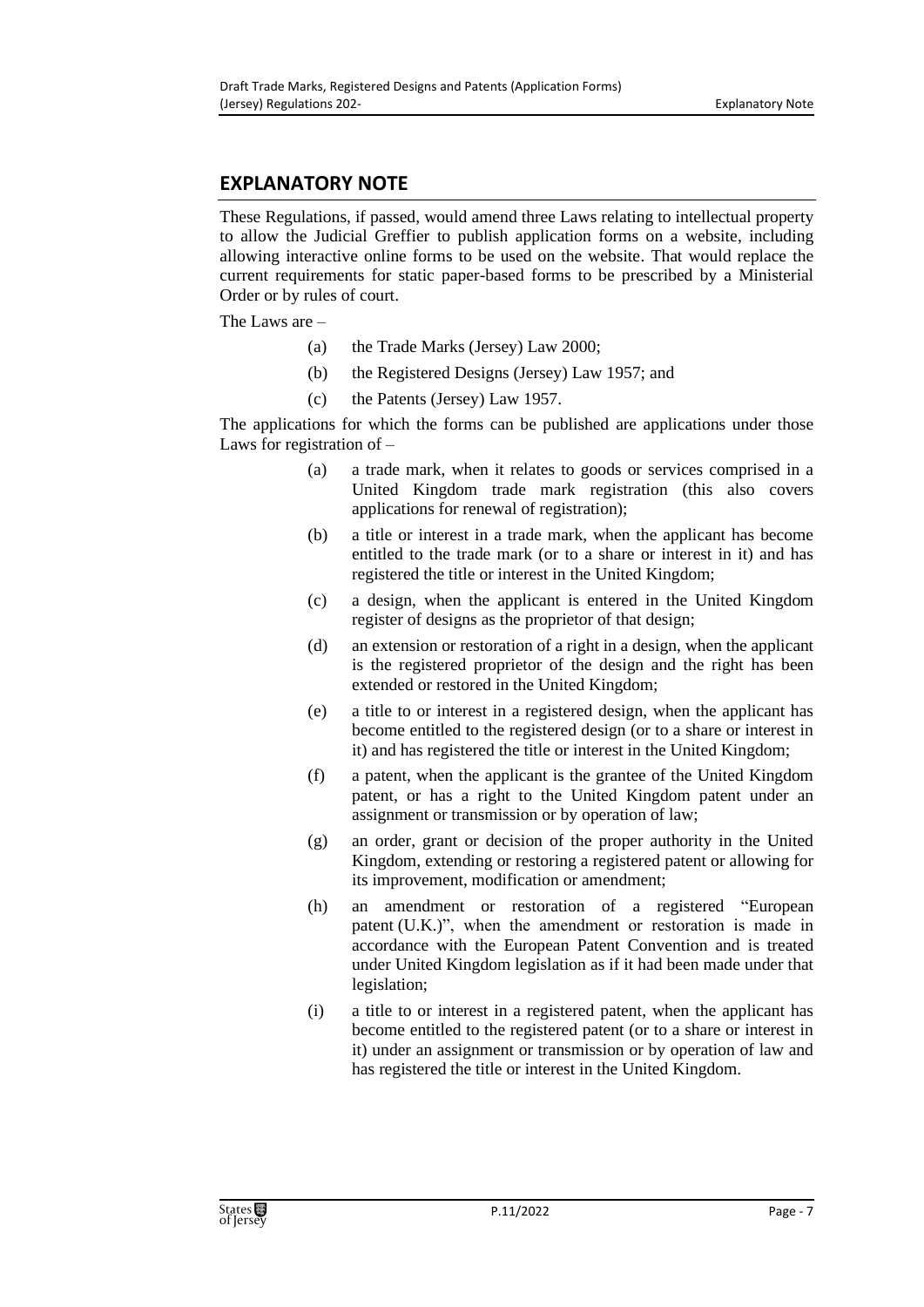## EXPLANATORY NOTE

These Regulations, if passed, would amend three Laws relating to intellectual property to allow the Judicial Greffier to publish application forms on a website, including allowing interactive online forms to be used on the website. That would replace the current requirements for static paper-based forms to be prescribed by a Ministerial Order or by rules of court.

The Laws are –

(a) the Trade Marks (Jersey) Law 2000;

(b) the Registered Designs (Jersey) Law 1957; and

(c) the Patents (Jersey) Law 1957.

The applications for which the forms can be published are applications under those Laws for registration of –

(a) a trade mark, when it relates to goods or services comprised in a United Kingdom trade mark registration (this also covers applications for renewal of registration);

(b) a title or interest in a trade mark, when the applicant has become entitled to the trade mark (or to a share or interest in it) and has registered the title or interest in the United Kingdom;

(c) a design, when the applicant is entered in the United Kingdom register of designs as the proprietor of that design;

(d) an extension or restoration of a right in a design, when the applicant is the registered proprietor of the design and the right has been extended or restored in the United Kingdom;

(e) a title to or interest in a registered design, when the applicant has become entitled to the registered design (or to a share or interest in it) and has registered the title or interest in the United Kingdom;

(f) a patent, when the applicant is the grantee of the United Kingdom patent, or has a right to the United Kingdom patent under an assignment or transmission or by operation of law;

(g) an order, grant or decision of the proper authority in the United Kingdom, extending or restoring a registered patent or allowing for its improvement, modification or amendment;

(h) an amendment or restoration of a registered "European patent (U.K.)", when the amendment or restoration is made in accordance with the European Patent Convention and is treated under United Kingdom legislation as if it had been made under that legislation;

(i) a title to or interest in a registered patent, when the applicant has become entitled to the registered patent (or to a share or interest in it) under an assignment or transmission or by operation of law and has registered the title or interest in the United Kingdom.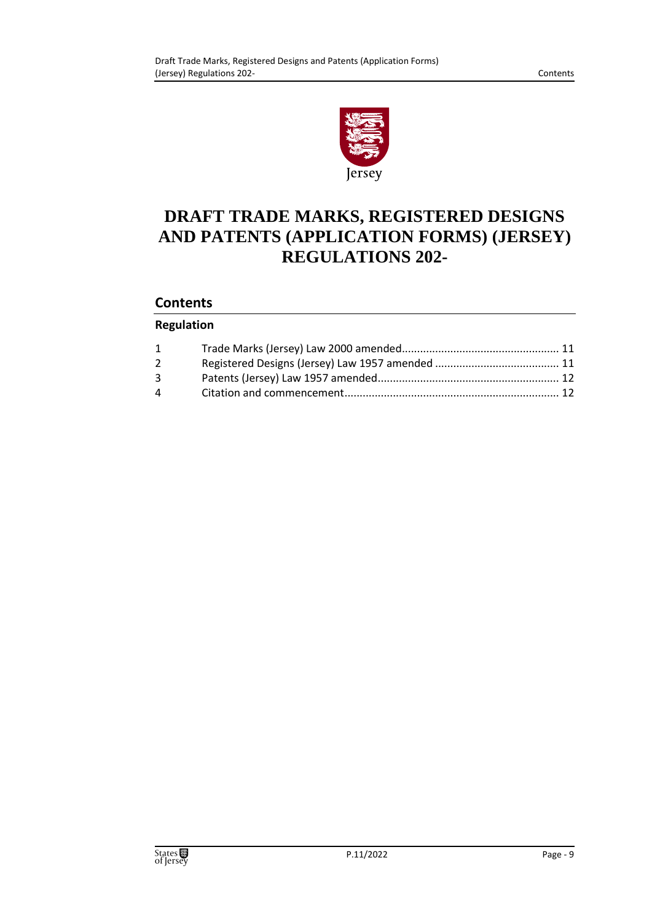# DRAFT TRADE MARKS, REGISTERED DESIGNS AND PATENTS (APPLICATION FORMS) (JERSEY) REGULATIONS 202-

## Contents

### Regulation

| | | |
|---|---|---|
| 1 | Trade Marks (Jersey) Law 2000 amended | 11 |
| 2 | Registered Designs (Jersey) Law 1957 amended | 11 |
| 3 | Patents (Jersey) Law 1957 amended | 12 |
| 4 | Citation and commencement | 12 |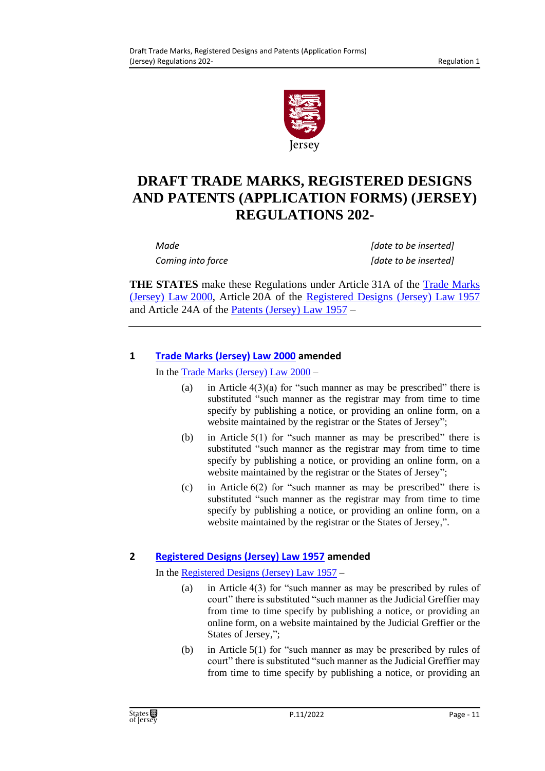# DRAFT TRADE MARKS, REGISTERED DESIGNS AND PATENTS (APPLICATION FORMS) (JERSEY) REGULATIONS 202-

*Made* *[date to be inserted]*

*Coming into force* *[date to be inserted]*

**THE STATES** make these Regulations under Article 31A of the Trade Marks (Jersey) Law 2000, Article 20A of the Registered Designs (Jersey) Law 1957 and Article 24A of the Patents (Jersey) Law 1957 –

---

### 1 Trade Marks (Jersey) Law 2000 amended

In the Trade Marks (Jersey) Law 2000 –

(a) in Article 4(3)(a) for "such manner as may be prescribed" there is substituted "such manner as the registrar may from time to time specify by publishing a notice, or providing an online form, on a website maintained by the registrar or the States of Jersey";

(b) in Article 5(1) for "such manner as may be prescribed" there is substituted "such manner as the registrar may from time to time specify by publishing a notice, or providing an online form, on a website maintained by the registrar or the States of Jersey";

(c) in Article 6(2) for "such manner as may be prescribed" there is substituted "such manner as the registrar may from time to time specify by publishing a notice, or providing an online form, on a website maintained by the registrar or the States of Jersey,".

### 2 Registered Designs (Jersey) Law 1957 amended

In the Registered Designs (Jersey) Law 1957 –

(a) in Article 4(3) for "such manner as may be prescribed by rules of court" there is substituted "such manner as the Judicial Greffier may from time to time specify by publishing a notice, or providing an online form, on a website maintained by the Judicial Greffier or the States of Jersey,";

(b) in Article 5(1) for "such manner as may be prescribed by rules of court" there is substituted "such manner as the Judicial Greffier may from time to time specify by publishing a notice, or providing an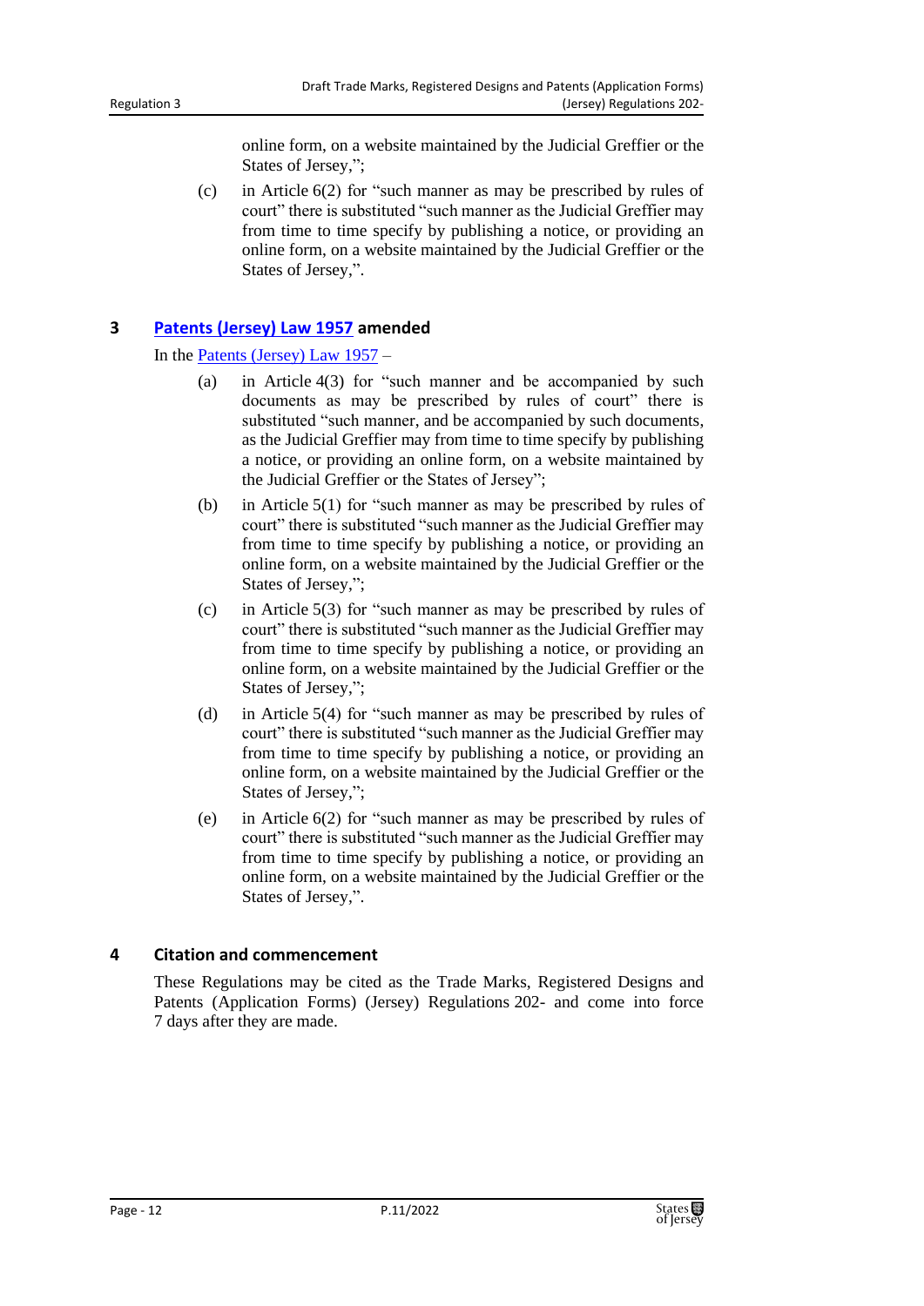online form, on a website maintained by the Judicial Greffier or the States of Jersey,";

(c) in Article 6(2) for "such manner as may be prescribed by rules of court" there is substituted "such manner as the Judicial Greffier may from time to time specify by publishing a notice, or providing an online form, on a website maintained by the Judicial Greffier or the States of Jersey,".

## 3 Patents (Jersey) Law 1957 amended

In the Patents (Jersey) Law 1957 –

(a) in Article 4(3) for "such manner and be accompanied by such documents as may be prescribed by rules of court" there is substituted "such manner, and be accompanied by such documents, as the Judicial Greffier may from time to time specify by publishing a notice, or providing an online form, on a website maintained by the Judicial Greffier or the States of Jersey";

(b) in Article 5(1) for "such manner as may be prescribed by rules of court" there is substituted "such manner as the Judicial Greffier may from time to time specify by publishing a notice, or providing an online form, on a website maintained by the Judicial Greffier or the States of Jersey,";

(c) in Article 5(3) for "such manner as may be prescribed by rules of court" there is substituted "such manner as the Judicial Greffier may from time to time specify by publishing a notice, or providing an online form, on a website maintained by the Judicial Greffier or the States of Jersey,";

(d) in Article 5(4) for "such manner as may be prescribed by rules of court" there is substituted "such manner as the Judicial Greffier may from time to time specify by publishing a notice, or providing an online form, on a website maintained by the Judicial Greffier or the States of Jersey,";

(e) in Article 6(2) for "such manner as may be prescribed by rules of court" there is substituted "such manner as the Judicial Greffier may from time to time specify by publishing a notice, or providing an online form, on a website maintained by the Judicial Greffier or the States of Jersey,".

## 4 Citation and commencement

These Regulations may be cited as the Trade Marks, Registered Designs and Patents (Application Forms) (Jersey) Regulations 202- and come into force 7 days after they are made.